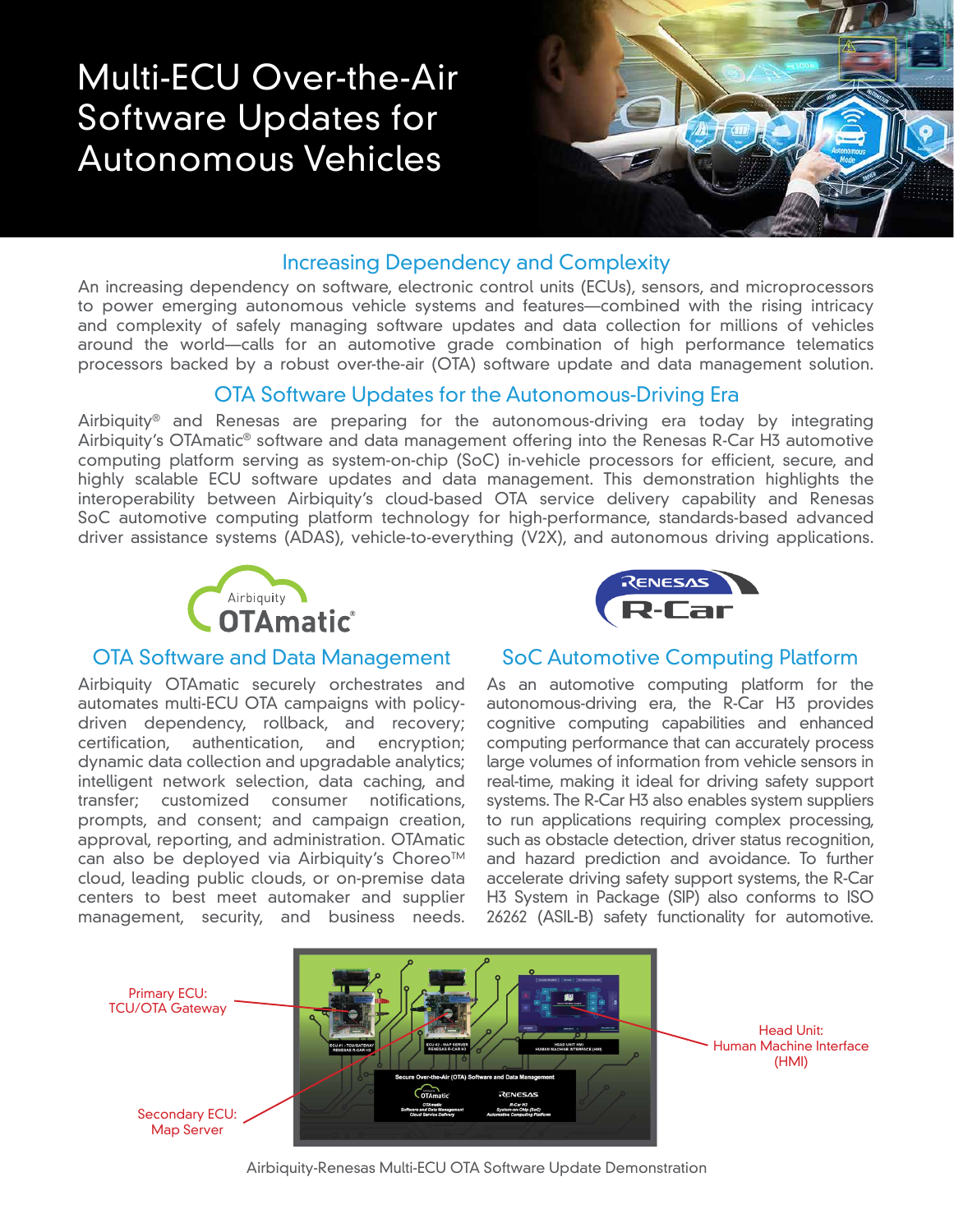# Multi-ECU Over-the-Air Software Updates for Autonomous Vehicles

## Increasing Dependency and Complexity

An increasing dependency on software, electronic control units (ECUs), sensors, and microprocessors to power emerging autonomous vehicle systems and features—combined with the rising intricacy and complexity of safely managing software updates and data collection for millions of vehicles around the world—calls for an automotive grade combination of high performance telematics processors backed by a robust over-the-air (OTA) software update and data management solution.

## OTA Software Updates for the Autonomous-Driving Era

Airbiquity® and Renesas are preparing for the autonomous-driving era today by integrating Airbiquity's OTAmatic® software and data management offering into the Renesas R-Car H3 automotive computing platform serving as system-on-chip (SoC) in-vehicle processors for efficient, secure, and highly scalable ECU software updates and data management. This demonstration highlights the interoperability between Airbiquity's cloud-based OTA service delivery capability and Renesas SoC automotive computing platform technology for high-performance, standards-based advanced driver assistance systems (ADAS), vehicle-to-everything (V2X), and autonomous driving applications.

### OTA Software and Data Management

Airbiquity OTAmatic securely orchestrates and automates multi-ECU OTA campaigns with policy-driven dependency, rollback, and recovery; certification, authentication, and encryption; dynamic data collection and upgradable analytics; intelligent network selection, data caching, and transfer; customized consumer notifications, prompts, and consent; and campaign creation, approval, reporting, and administration. OTAmatic can also be deployed via Airbiquity's Choreo™ cloud, leading public clouds, or on-premise data centers to best meet automaker and supplier management, security, and business needs.

### SoC Automotive Computing Platform

As an automotive computing platform for the autonomous-driving era, the R-Car H3 provides cognitive computing capabilities and enhanced computing performance that can accurately process large volumes of information from vehicle sensors in real-time, making it ideal for driving safety support systems. The R-Car H3 also enables system suppliers to run applications requiring complex processing, such as obstacle detection, driver status recognition, and hazard prediction and avoidance. To further accelerate driving safety support systems, the R-Car H3 System in Package (SIP) also conforms to ISO 26262 (ASIL-B) safety functionality for automotive.

Primary ECU: TCU/OTA Gateway

Secondary ECU: Map Server

Head Unit: Human Machine Interface (HMI)

Airbiquity-Renesas Multi-ECU OTA Software Update Demonstration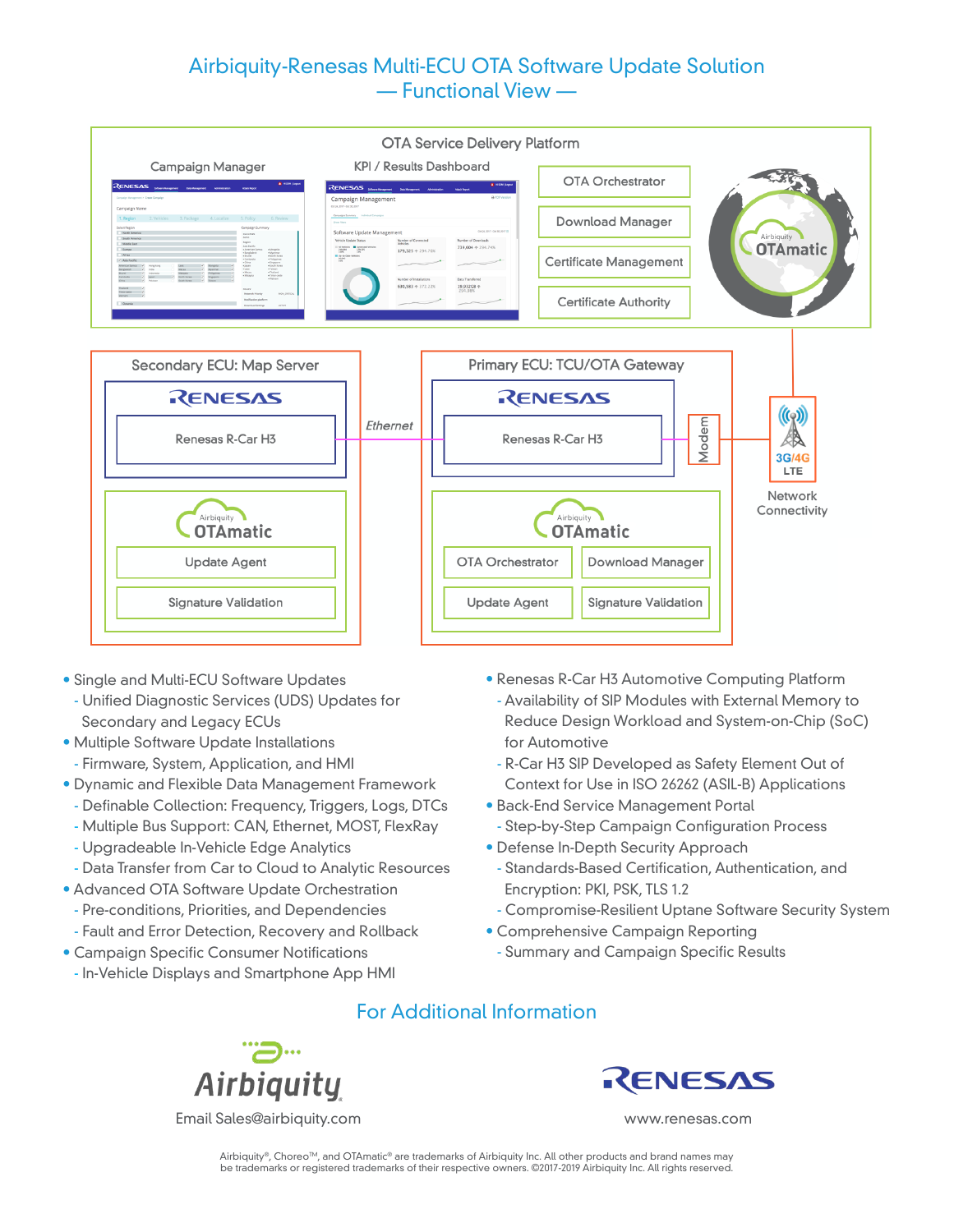# Airbiquity-Renesas Multi-ECU OTA Software Update Solution
## — Functional View —

OTA Service Delivery Platform

Campaign Manager

KPI / Results Dashboard

OTA Orchestrator

Download Manager

Certificate Management

Certificate Authority

Airbiquity OTAmatic

Secondary ECU: Map Server

RENESAS

Renesas R-Car H3

Airbiquity OTAmatic

Update Agent

Signature Validation

Ethernet

Primary ECU: TCU/OTA Gateway

RENESAS

Renesas R-Car H3

Modem

Airbiquity OTAmatic

OTA Orchestrator

Download Manager

Update Agent

Signature Validation

3G/4G LTE

Network Connectivity

- Single and Multi-ECU Software Updates
  - Unified Diagnostic Services (UDS) Updates for Secondary and Legacy ECUs
- Multiple Software Update Installations
  - Firmware, System, Application, and HMI
- Dynamic and Flexible Data Management Framework
  - Definable Collection: Frequency, Triggers, Logs, DTCs
  - Multiple Bus Support: CAN, Ethernet, MOST, FlexRay
  - Upgradeable In-Vehicle Edge Analytics
  - Data Transfer from Car to Cloud to Analytic Resources
- Advanced OTA Software Update Orchestration
  - Pre-conditions, Priorities, and Dependencies
  - Fault and Error Detection, Recovery and Rollback
- Campaign Specific Consumer Notifications
  - In-Vehicle Displays and Smartphone App HMI
- Renesas R-Car H3 Automotive Computing Platform
  - Availability of SIP Modules with External Memory to Reduce Design Workload and System-on-Chip (SoC) for Automotive
  - R-Car H3 SIP Developed as Safety Element Out of Context for Use in ISO 26262 (ASIL-B) Applications
- Back-End Service Management Portal
  - Step-by-Step Campaign Configuration Process
- Defense In-Depth Security Approach
  - Standards-Based Certification, Authentication, and Encryption: PKI, PSK, TLS 1.2
  - Compromise-Resilient Uptane Software Security System
- Comprehensive Campaign Reporting
  - Summary and Campaign Specific Results

## For Additional Information

Airbiquity

Email Sales@airbiquity.com

RENESAS

www.renesas.com

Airbiquity®, Choreo™, and OTAmatic® are trademarks of Airbiquity Inc. All other products and brand names may be trademarks or registered trademarks of their respective owners. ©2017-2019 Airbiquity Inc. All rights reserved.